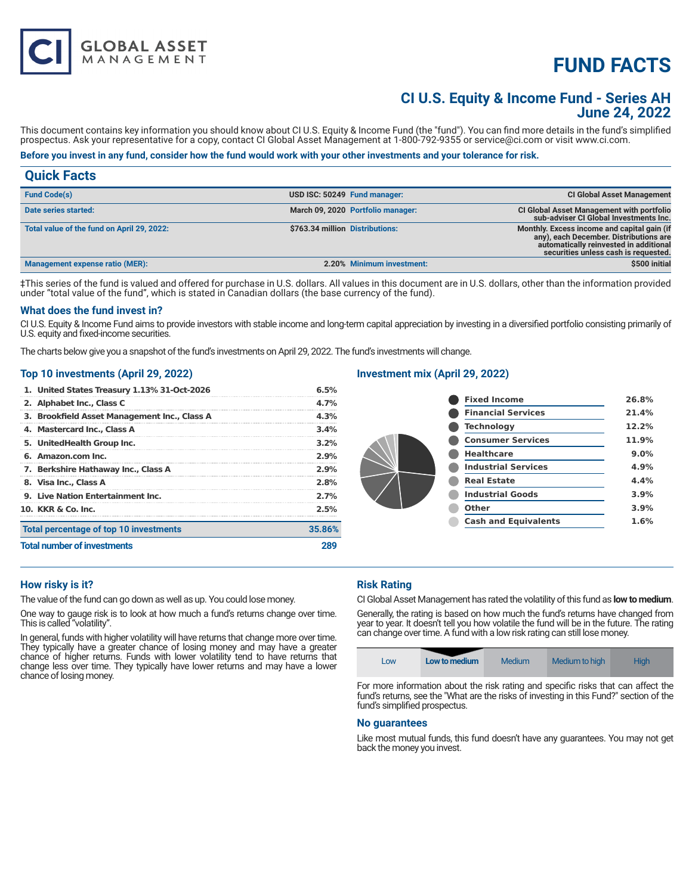# FUND FACTS

## CI U.S. Equity & Income Fund - Series AH
## June 24, 2022

This document contains key information you should know about CI U.S. Equity & Income Fund (the "fund"). You can find more details in the fund's simplified prospectus. Ask your representative for a copy, contact CI Global Asset Management at 1-800-792-9355 or service@ci.com or visit www.ci.com.

**Before you invest in any fund, consider how the fund would work with your other investments and your tolerance for risk.**

## Quick Facts

| | | | |
|---|---|---|---|
| **Fund Code(s)** | USD ISC: 50249 | **Fund manager:** | CI Global Asset Management |
| **Date series started:** | March 09, 2020 | **Portfolio manager:** | CI Global Asset Management with portfolio sub-adviser CI Global Investments Inc. |
| **Total value of the fund on April 29, 2022:** | $763.34 million | **Distributions:** | Monthly. Excess income and capital gain (if any), each December. Distributions are automatically reinvested in additional securities unless cash is requested. |
| **Management expense ratio (MER):** | 2.20% | **Minimum investment:** | $500 initial |

‡This series of the fund is valued and offered for purchase in U.S. dollars. All values in this document are in U.S. dollars, other than the information provided under "total value of the fund", which is stated in Canadian dollars (the base currency of the fund).

### What does the fund invest in?

CI U.S. Equity & Income Fund aims to provide investors with stable income and long-term capital appreciation by investing in a diversified portfolio consisting primarily of U.S. equity and fixed-income securities.

The charts below give you a snapshot of the fund's investments on April 29, 2022. The fund's investments will change.

### Top 10 investments (April 29, 2022)

| | |
|---|---|
| 1. United States Treasury 1.13% 31-Oct-2026 | 6.5% |
| 2. Alphabet Inc., Class C | 4.7% |
| 3. Brookfield Asset Management Inc., Class A | 4.3% |
| 4. Mastercard Inc., Class A | 3.4% |
| 5. UnitedHealth Group Inc. | 3.2% |
| 6. Amazon.com Inc. | 2.9% |
| 7. Berkshire Hathaway Inc., Class A | 2.9% |
| 8. Visa Inc., Class A | 2.8% |
| 9. Live Nation Entertainment Inc. | 2.7% |
| 10. KKR & Co. Inc. | 2.5% |
| **Total percentage of top 10 investments** | **35.86%** |
| **Total number of investments** | **289** |

### Investment mix (April 29, 2022)

| | |
|---|---|
| Fixed Income | 26.8% |
| Financial Services | 21.4% |
| Technology | 12.2% |
| Consumer Services | 11.9% |
| Healthcare | 9.0% |
| Industrial Services | 4.9% |
| Real Estate | 4.4% |
| Industrial Goods | 3.9% |
| Other | 3.9% |
| Cash and Equivalents | 1.6% |

### How risky is it?

The value of the fund can go down as well as up. You could lose money.

One way to gauge risk is to look at how much a fund's returns change over time. This is called "volatility".

In general, funds with higher volatility will have returns that change more over time. They typically have a greater chance of losing money and may have a greater chance of higher returns. Funds with lower volatility tend to have returns that change less over time. They typically have lower returns and may have a lower chance of losing money.

### Risk Rating

CI Global Asset Management has rated the volatility of this fund as **low to medium**.

Generally, the rating is based on how much the fund's returns have changed from year to year. It doesn't tell you how volatile the fund will be in the future. The rating can change over time. A fund with a low risk rating can still lose money.

| Low | **Low to medium** | Medium | Medium to high | High |
|---|---|---|---|---|

For more information about the risk rating and specific risks that can affect the fund's returns, see the "What are the risks of investing in this Fund?" section of the fund's simplified prospectus.

### No guarantees

Like most mutual funds, this fund doesn't have any guarantees. You may not get back the money you invest.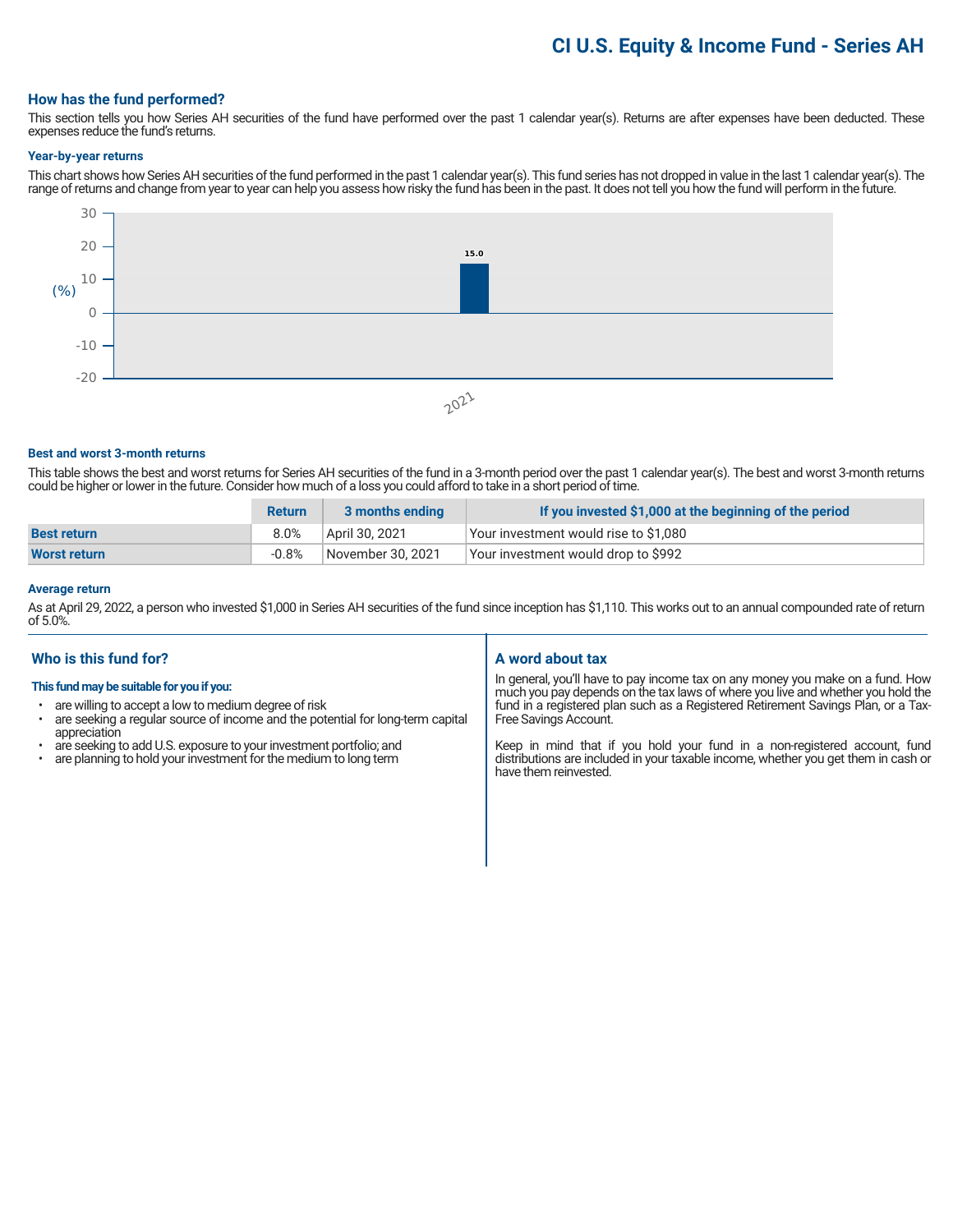# CI U.S. Equity & Income Fund - Series AH

## How has the fund performed?

This section tells you how Series AH securities of the fund have performed over the past 1 calendar year(s). Returns are after expenses have been deducted. These expenses reduce the fund's returns.

### Year-by-year returns

This chart shows how Series AH securities of the fund performed in the past 1 calendar year(s). This fund series has not dropped in value in the last 1 calendar year(s). The range of returns and change from year to year can help you assess how risky the fund has been in the past. It does not tell you how the fund will perform in the future.

| Year | Return (%) |
|---|---|
| 2021 | 15.0 |

### Best and worst 3-month returns

This table shows the best and worst returns for Series AH securities of the fund in a 3-month period over the past 1 calendar year(s). The best and worst 3-month returns could be higher or lower in the future. Consider how much of a loss you could afford to take in a short period of time.

| | Return | 3 months ending | If you invested $1,000 at the beginning of the period |
|---|---|---|---|
| **Best return** | 8.0% | April 30, 2021 | Your investment would rise to $1,080 |
| **Worst return** | -0.8% | November 30, 2021 | Your investment would drop to $992 |

### Average return

As at April 29, 2022, a person who invested $1,000 in Series AH securities of the fund since inception has $1,110. This works out to an annual compounded rate of return of 5.0%.

## Who is this fund for?

**This fund may be suitable for you if you:**

- are willing to accept a low to medium degree of risk
- are seeking a regular source of income and the potential for long-term capital appreciation
- are seeking to add U.S. exposure to your investment portfolio; and
- are planning to hold your investment for the medium to long term

## A word about tax

In general, you'll have to pay income tax on any money you make on a fund. How much you pay depends on the tax laws of where you live and whether you hold the fund in a registered plan such as a Registered Retirement Savings Plan, or a Tax-Free Savings Account.

Keep in mind that if you hold your fund in a non-registered account, fund distributions are included in your taxable income, whether you get them in cash or have them reinvested.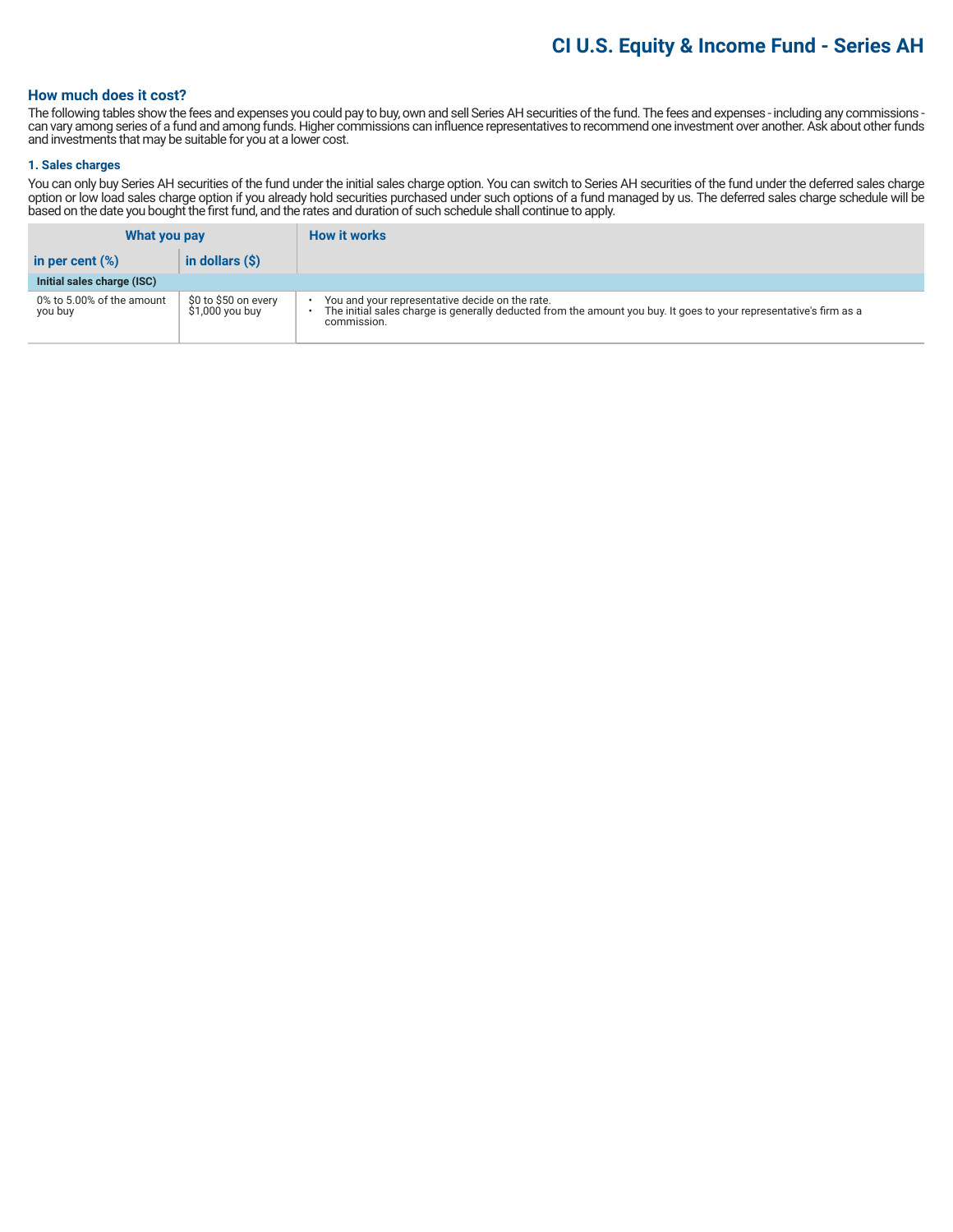# CI U.S. Equity & Income Fund - Series AH

## How much does it cost?

The following tables show the fees and expenses you could pay to buy, own and sell Series AH securities of the fund. The fees and expenses - including any commissions - can vary among series of a fund and among funds. Higher commissions can influence representatives to recommend one investment over another. Ask about other funds and investments that may be suitable for you at a lower cost.

### 1. Sales charges

You can only buy Series AH securities of the fund under the initial sales charge option. You can switch to Series AH securities of the fund under the deferred sales charge option or low load sales charge option if you already hold securities purchased under such options of a fund managed by us. The deferred sales charge schedule will be based on the date you bought the first fund, and the rates and duration of such schedule shall continue to apply.

| What you pay | | How it works |
|---|---|---|
| **in per cent (%)** | **in dollars ($)** | |
| **Initial sales charge (ISC)** | | |
| 0% to 5.00% of the amount you buy | $0 to $50 on every $1,000 you buy | • You and your representative decide on the rate.<br>• The initial sales charge is generally deducted from the amount you buy. It goes to your representative's firm as a commission. |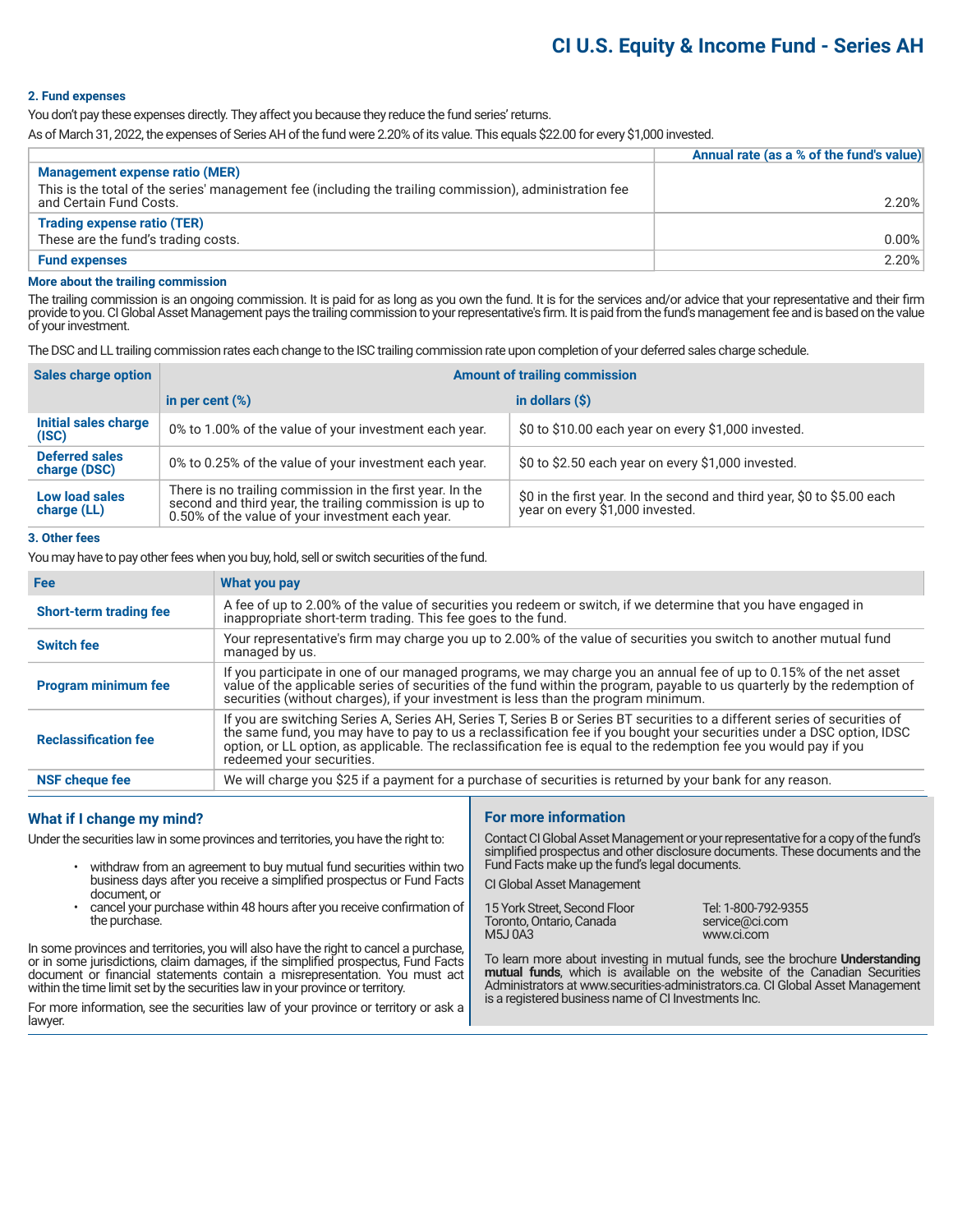# CI U.S. Equity & Income Fund - Series AH

### 2. Fund expenses

You don't pay these expenses directly. They affect you because they reduce the fund series' returns.

As of March 31, 2022, the expenses of Series AH of the fund were 2.20% of its value. This equals $22.00 for every $1,000 invested.

| | Annual rate (as a % of the fund's value) |
|---|---|
| **Management expense ratio (MER)**<br>This is the total of the series' management fee (including the trailing commission), administration fee and Certain Fund Costs. | 2.20% |
| **Trading expense ratio (TER)**<br>These are the fund's trading costs. | 0.00% |
| **Fund expenses** | 2.20% |

### More about the trailing commission

The trailing commission is an ongoing commission. It is paid for as long as you own the fund. It is for the services and/or advice that your representative and their firm provide to you. CI Global Asset Management pays the trailing commission to your representative's firm. It is paid from the fund's management fee and is based on the value of your investment.

The DSC and LL trailing commission rates each change to the ISC trailing commission rate upon completion of your deferred sales charge schedule.

| Sales charge option | Amount of trailing commission | |
|---|---|---|
| | in per cent (%) | in dollars ($) |
| Initial sales charge (ISC) | 0% to 1.00% of the value of your investment each year. | $0 to $10.00 each year on every $1,000 invested. |
| Deferred sales charge (DSC) | 0% to 0.25% of the value of your investment each year. | $0 to $2.50 each year on every $1,000 invested. |
| Low load sales charge (LL) | There is no trailing commission in the first year. In the second and third year, the trailing commission is up to 0.50% of the value of your investment each year. | $0 in the first year. In the second and third year, $0 to $5.00 each year on every $1,000 invested. |

### 3. Other fees

You may have to pay other fees when you buy, hold, sell or switch securities of the fund.

| Fee | What you pay |
|---|---|
| Short-term trading fee | A fee of up to 2.00% of the value of securities you redeem or switch, if we determine that you have engaged in inappropriate short-term trading. This fee goes to the fund. |
| Switch fee | Your representative's firm may charge you up to 2.00% of the value of securities you switch to another mutual fund managed by us. |
| Program minimum fee | If you participate in one of our managed programs, we may charge you an annual fee of up to 0.15% of the net asset value of the applicable series of securities of the fund within the program, payable to us quarterly by the redemption of securities (without charges), if your investment is less than the program minimum. |
| Reclassification fee | If you are switching Series A, Series AH, Series T, Series B or Series BT securities to a different series of securities of the same fund, you may have to pay to us a reclassification fee if you bought your securities under a DSC option, IDSC option, or LL option, as applicable. The reclassification fee is equal to the redemption fee you would pay if you redeemed your securities. |
| NSF cheque fee | We will charge you $25 if a payment for a purchase of securities is returned by your bank for any reason. |

## What if I change my mind?

Under the securities law in some provinces and territories, you have the right to:

- withdraw from an agreement to buy mutual fund securities within two business days after you receive a simplified prospectus or Fund Facts document, or
- cancel your purchase within 48 hours after you receive confirmation of the purchase.

In some provinces and territories, you will also have the right to cancel a purchase, or in some jurisdictions, claim damages, if the simplified prospectus, Fund Facts document or financial statements contain a misrepresentation. You must act within the time limit set by the securities law in your province or territory.

For more information, see the securities law of your province or territory or ask a lawyer.

## For more information

Contact CI Global Asset Management or your representative for a copy of the fund's simplified prospectus and other disclosure documents. These documents and the Fund Facts make up the fund's legal documents.

CI Global Asset Management

15 York Street, Second Floor
Toronto, Ontario, Canada
M5J 0A3

Tel: 1-800-792-9355
service@ci.com
www.ci.com

To learn more about investing in mutual funds, see the brochure **Understanding mutual funds**, which is available on the website of the Canadian Securities Administrators at www.securities-administrators.ca. CI Global Asset Management is a registered business name of CI Investments Inc.